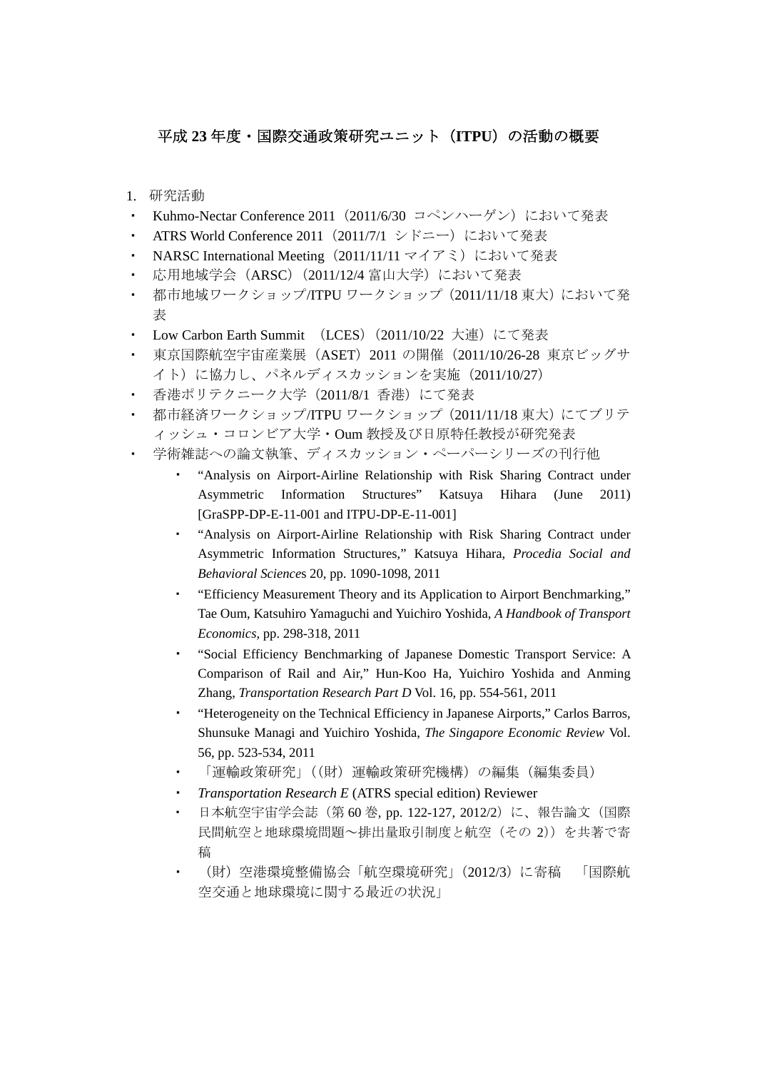# 平成 23 年度・国際交通政策研究ユニット（ITPU）の活動の概要

1. 研究活動

- Kuhmo-Nectar Conference 2011（2011/6/30 コペンハーゲン）において発表
- ATRS World Conference 2011（2011/7/1 シドニー）において発表
- NARSC International Meeting（2011/11/11 マイアミ）において発表
- 応用地域学会（ARSC）（2011/12/4 富山大学）において発表
- 都市地域ワークショップ/ITPU ワークショップ（2011/11/18 東大）において発表
- Low Carbon Earth Summit （LCES）（2011/10/22 大連）にて発表
- 東京国際航空宇宙産業展（ASET）2011 の開催（2011/10/26-28 東京ビッグサイト）に協力し、パネルディスカッションを実施（2011/10/27）
- 香港ポリテクニーク大学（2011/8/1 香港）にて発表
- 都市経済ワークショップ/ITPU ワークショップ（2011/11/18 東大）にてブリティッシュ・コロンビア大学・Oum 教授及び日原特任教授が研究発表
- 学術雑誌への論文執筆、ディスカッション・ペーパーシリーズの刊行他
  - “Analysis on Airport-Airline Relationship with Risk Sharing Contract under Asymmetric Information Structures” Katsuya Hihara (June 2011) [GraSPP-DP-E-11-001 and ITPU-DP-E-11-001]
  - “Analysis on Airport-Airline Relationship with Risk Sharing Contract under Asymmetric Information Structures,” Katsuya Hihara, *Procedia Social and Behavioral Sciences* 20, pp. 1090-1098, 2011
  - “Efficiency Measurement Theory and its Application to Airport Benchmarking,” Tae Oum, Katsuhiro Yamaguchi and Yuichiro Yoshida, *A Handbook of Transport Economics*, pp. 298-318, 2011
  - “Social Efficiency Benchmarking of Japanese Domestic Transport Service: A Comparison of Rail and Air,” Hun-Koo Ha, Yuichiro Yoshida and Anming Zhang, *Transportation Research Part D* Vol. 16, pp. 554-561, 2011
  - “Heterogeneity on the Technical Efficiency in Japanese Airports,” Carlos Barros, Shunsuke Managi and Yuichiro Yoshida, *The Singapore Economic Review* Vol. 56, pp. 523-534, 2011
  - 「運輸政策研究」（（財）運輸政策研究機構）の編集（編集委員）
  - *Transportation Research E* (ATRS special edition) Reviewer
  - 日本航空宇宙学会誌（第 60 巻, pp. 122-127, 2012/2）に、報告論文（国際民間航空と地球環境問題〜排出量取引制度と航空（その 2））を共著で寄稿
  - （財）空港環境整備協会「航空環境研究」（2012/3）に寄稿 「国際航空交通と地球環境に関する最近の状況」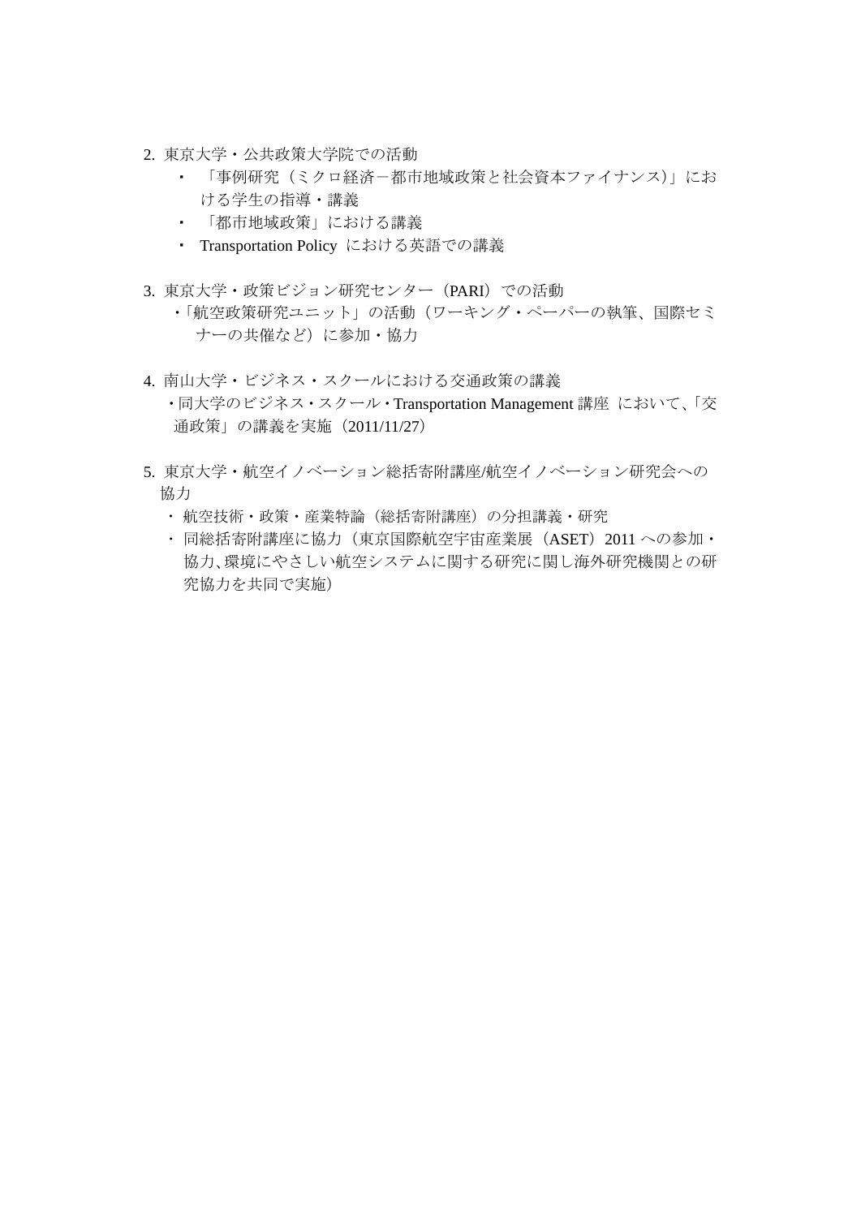2. 東京大学・公共政策大学院での活動
   - 「事例研究（ミクロ経済－都市地域政策と社会資本ファイナンス）」における学生の指導・講義
   - 「都市地域政策」における講義
   - Transportation Policy における英語での講義

3. 東京大学・政策ビジョン研究センター（PARI）での活動
   - 「航空政策研究ユニット」の活動（ワーキング・ペーパーの執筆、国際セミナーの共催など）に参加・協力

4. 南山大学・ビジネス・スクールにおける交通政策の講義
   - 同大学のビジネス・スクール・Transportation Management 講座 において、「交通政策」の講義を実施（2011/11/27）

5. 東京大学・航空イノベーション総括寄附講座/航空イノベーション研究会への協力
   - 航空技術・政策・産業特論（総括寄附講座）の分担講義・研究
   - 同総括寄附講座に協力（東京国際航空宇宙産業展（ASET）2011 への参加・協力、環境にやさしい航空システムに関する研究に関し海外研究機関との研究協力を共同で実施）